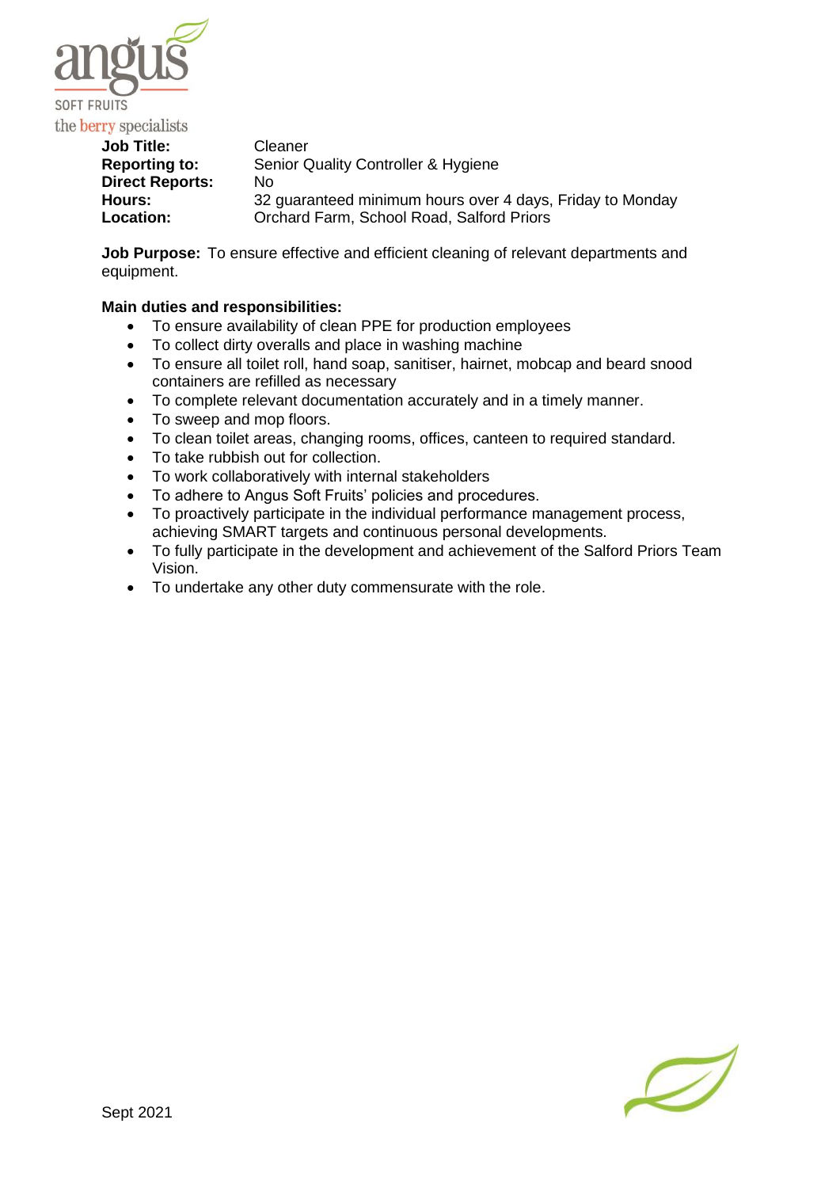angus SOFT FRUITS
the berry specialists

**Job Title:** Cleaner
**Reporting to:** Senior Quality Controller & Hygiene
**Direct Reports:** No
**Hours:** 32 guaranteed minimum hours over 4 days, Friday to Monday
**Location:** Orchard Farm, School Road, Salford Priors

**Job Purpose:** To ensure effective and efficient cleaning of relevant departments and equipment.

**Main duties and responsibilities:**

- To ensure availability of clean PPE for production employees
- To collect dirty overalls and place in washing machine
- To ensure all toilet roll, hand soap, sanitiser, hairnet, mobcap and beard snood containers are refilled as necessary
- To complete relevant documentation accurately and in a timely manner.
- To sweep and mop floors.
- To clean toilet areas, changing rooms, offices, canteen to required standard.
- To take rubbish out for collection.
- To work collaboratively with internal stakeholders
- To adhere to Angus Soft Fruits' policies and procedures.
- To proactively participate in the individual performance management process, achieving SMART targets and continuous personal developments.
- To fully participate in the development and achievement of the Salford Priors Team Vision.
- To undertake any other duty commensurate with the role.

Sept 2021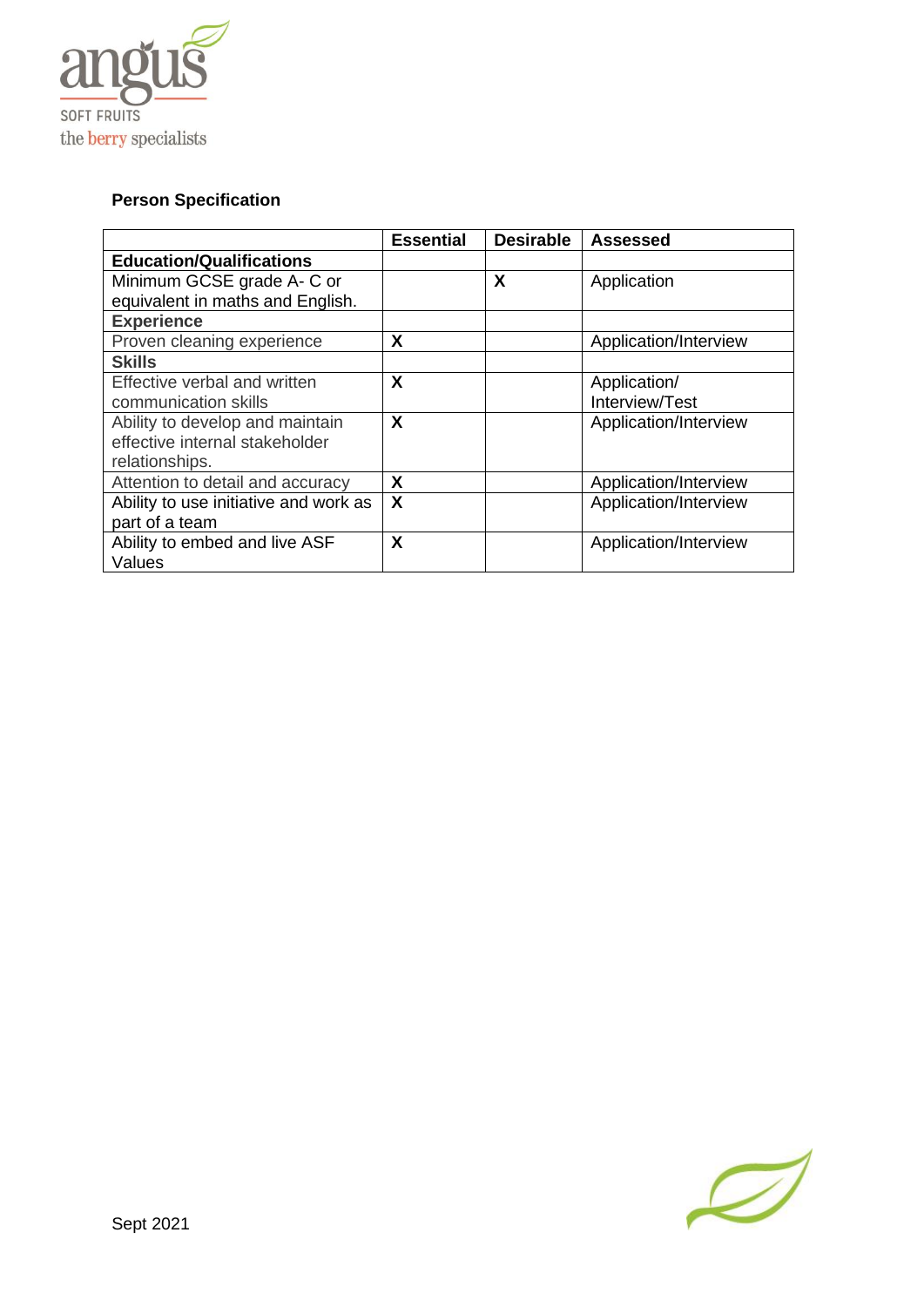## Person Specification

| | Essential | Desirable | Assessed |
|---|---|---|---|
| **Education/Qualifications** | | | |
| Minimum GCSE grade A- C or equivalent in maths and English. | | X | Application |
| **Experience** | | | |
| Proven cleaning experience | X | | Application/Interview |
| **Skills** | | | |
| Effective verbal and written communication skills | X | | Application/ Interview/Test |
| Ability to develop and maintain effective internal stakeholder relationships. | X | | Application/Interview |
| Attention to detail and accuracy | X | | Application/Interview |
| Ability to use initiative and work as part of a team | X | | Application/Interview |
| Ability to embed and live ASF Values | X | | Application/Interview |

Sept 2021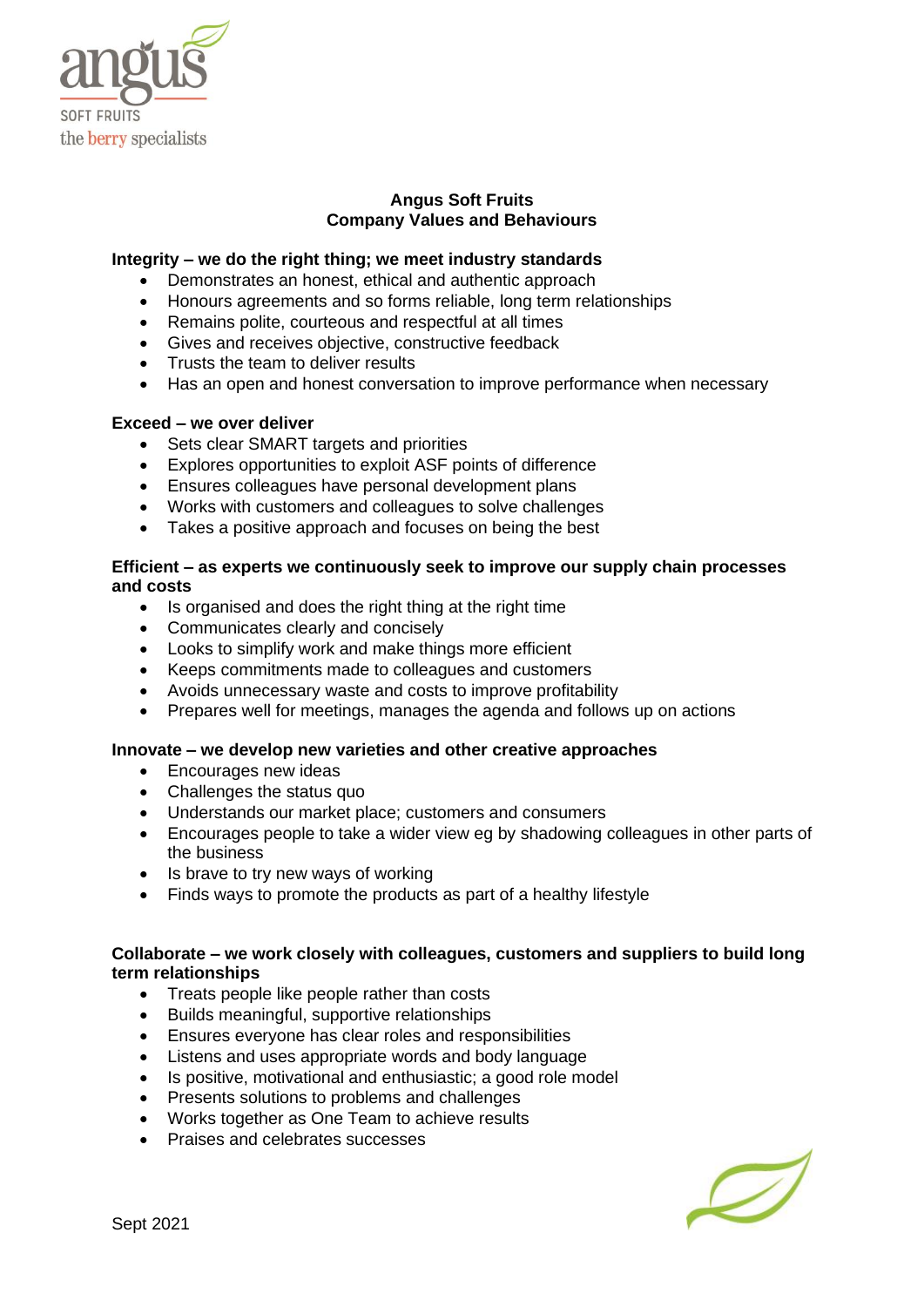# Angus Soft Fruits
## Company Values and Behaviours

**Integrity – we do the right thing; we meet industry standards**

- Demonstrates an honest, ethical and authentic approach
- Honours agreements and so forms reliable, long term relationships
- Remains polite, courteous and respectful at all times
- Gives and receives objective, constructive feedback
- Trusts the team to deliver results
- Has an open and honest conversation to improve performance when necessary

**Exceed – we over deliver**

- Sets clear SMART targets and priorities
- Explores opportunities to exploit ASF points of difference
- Ensures colleagues have personal development plans
- Works with customers and colleagues to solve challenges
- Takes a positive approach and focuses on being the best

**Efficient – as experts we continuously seek to improve our supply chain processes and costs**

- Is organised and does the right thing at the right time
- Communicates clearly and concisely
- Looks to simplify work and make things more efficient
- Keeps commitments made to colleagues and customers
- Avoids unnecessary waste and costs to improve profitability
- Prepares well for meetings, manages the agenda and follows up on actions

**Innovate – we develop new varieties and other creative approaches**

- Encourages new ideas
- Challenges the status quo
- Understands our market place; customers and consumers
- Encourages people to take a wider view eg by shadowing colleagues in other parts of the business
- Is brave to try new ways of working
- Finds ways to promote the products as part of a healthy lifestyle

**Collaborate – we work closely with colleagues, customers and suppliers to build long term relationships**

- Treats people like people rather than costs
- Builds meaningful, supportive relationships
- Ensures everyone has clear roles and responsibilities
- Listens and uses appropriate words and body language
- Is positive, motivational and enthusiastic; a good role model
- Presents solutions to problems and challenges
- Works together as One Team to achieve results
- Praises and celebrates successes

Sept 2021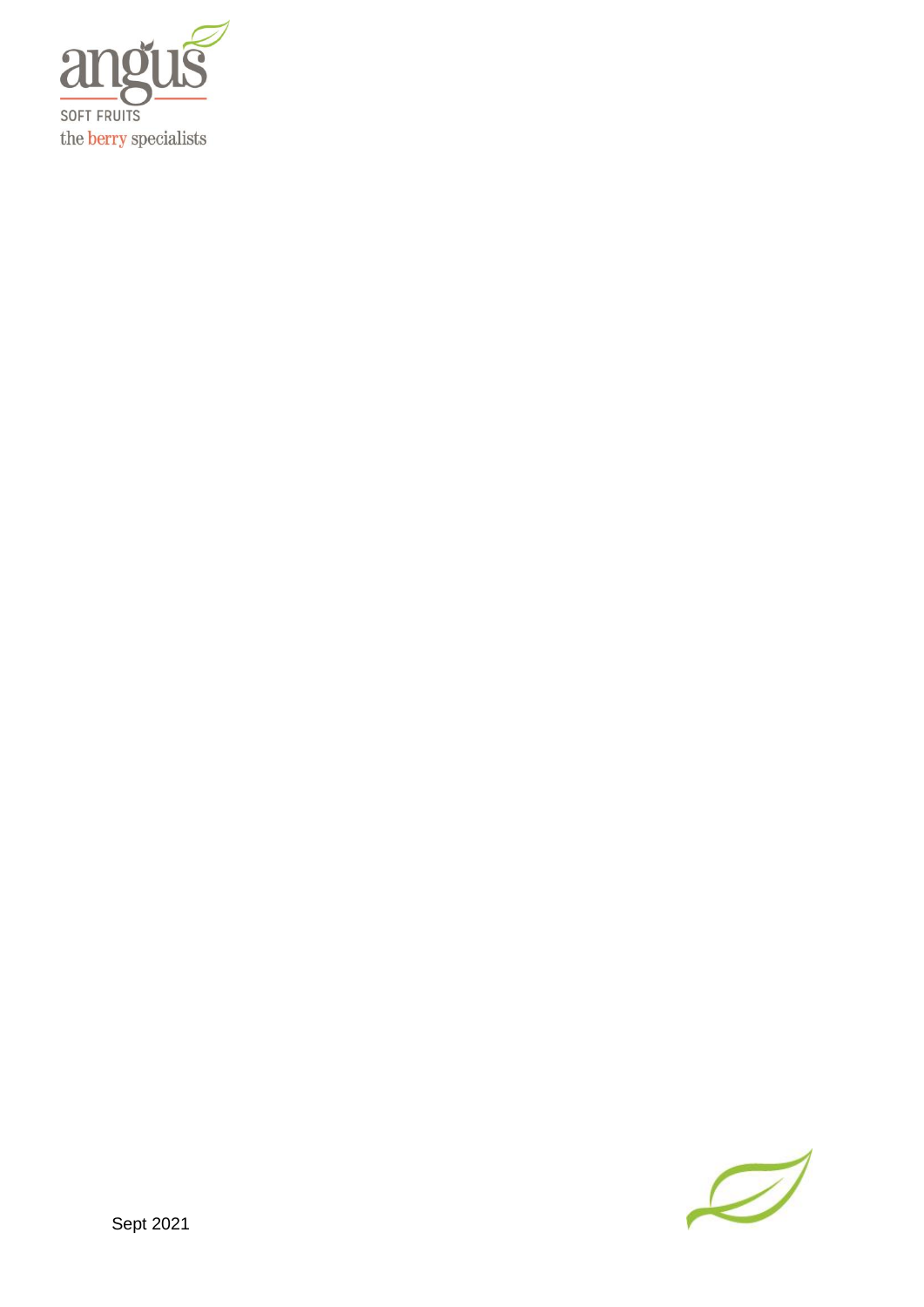angus
SOFT FRUITS
the berry specialists

Sept 2021